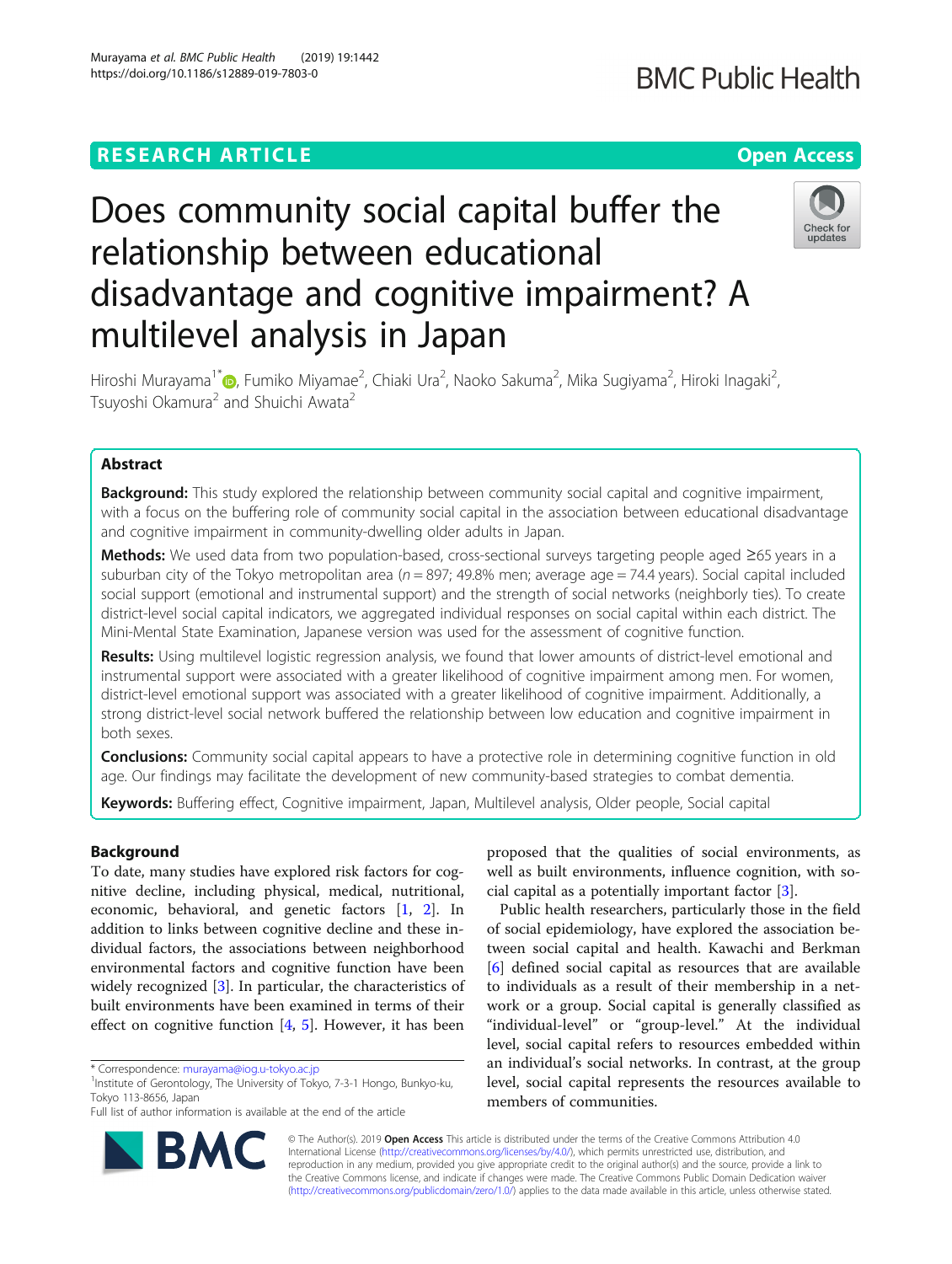# Does community social capital buffer the relationship between educational disadvantage and cognitive impairment? A multilevel analysis in Japan

Hiroshi Murayama[1*], Fumiko Miyamae[2], Chiaki Ura[2], Naoko Sakuma[2], Mika Sugiyama[2], Hiroki Inagaki[2], Tsuyoshi Okamura[2] and Shuichi Awata[2]

## Abstract

**Background:** This study explored the relationship between community social capital and cognitive impairment, with a focus on the buffering role of community social capital in the association between educational disadvantage and cognitive impairment in community-dwelling older adults in Japan.

**Methods:** We used data from two population-based, cross-sectional surveys targeting people aged ≥65 years in a suburban city of the Tokyo metropolitan area ($n = 897$; 49.8% men; average age = 74.4 years). Social capital included social support (emotional and instrumental support) and the strength of social networks (neighborly ties). To create district-level social capital indicators, we aggregated individual responses on social capital within each district. The Mini-Mental State Examination, Japanese version was used for the assessment of cognitive function.

**Results:** Using multilevel logistic regression analysis, we found that lower amounts of district-level emotional and instrumental support were associated with a greater likelihood of cognitive impairment among men. For women, district-level emotional support was associated with a greater likelihood of cognitive impairment. Additionally, a strong district-level social network buffered the relationship between low education and cognitive impairment in both sexes.

**Conclusions:** Community social capital appears to have a protective role in determining cognitive function in old age. Our findings may facilitate the development of new community-based strategies to combat dementia.

**Keywords:** Buffering effect, Cognitive impairment, Japan, Multilevel analysis, Older people, Social capital

## Background

To date, many studies have explored risk factors for cognitive decline, including physical, medical, nutritional, economic, behavioral, and genetic factors [1, 2]. In addition to links between cognitive decline and these individual factors, the associations between neighborhood environmental factors and cognitive function have been widely recognized [3]. In particular, the characteristics of built environments have been examined in terms of their effect on cognitive function [4, 5]. However, it has been proposed that the qualities of social environments, as well as built environments, influence cognition, with social capital as a potentially important factor [3].

Public health researchers, particularly those in the field of social epidemiology, have explored the association between social capital and health. Kawachi and Berkman [6] defined social capital as resources that are available to individuals as a result of their membership in a network or a group. Social capital is generally classified as "individual-level" or "group-level." At the individual level, social capital refers to resources embedded within an individual's social networks. In contrast, at the group level, social capital represents the resources available to members of communities.

* Correspondence: murayama@iog.u-tokyo.ac.jp
[1]Institute of Gerontology, The University of Tokyo, 7-3-1 Hongo, Bunkyo-ku, Tokyo 113-8656, Japan
Full list of author information is available at the end of the article

© The Author(s). 2019 **Open Access** This article is distributed under the terms of the Creative Commons Attribution 4.0 International License (http://creativecommons.org/licenses/by/4.0/), which permits unrestricted use, distribution, and reproduction in any medium, provided you give appropriate credit to the original author(s) and the source, provide a link to the Creative Commons license, and indicate if changes were made. The Creative Commons Public Domain Dedication waiver (http://creativecommons.org/publicdomain/zero/1.0/) applies to the data made available in this article, unless otherwise stated.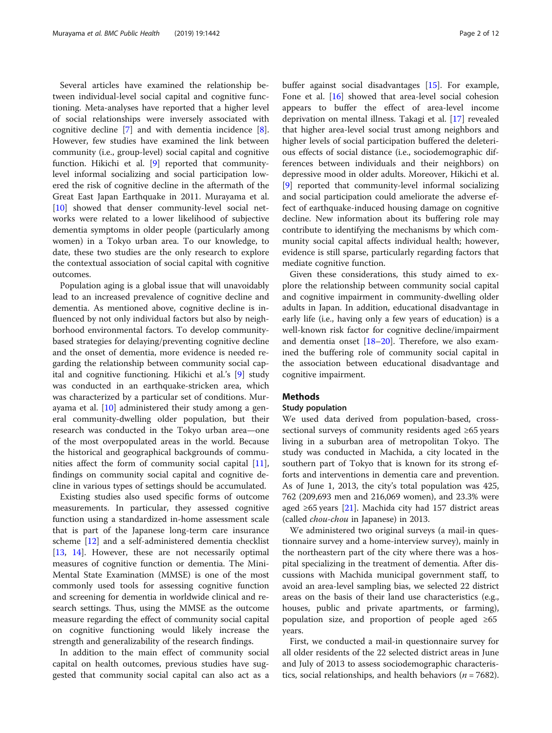Several articles have examined the relationship between individual-level social capital and cognitive functioning. Meta-analyses have reported that a higher level of social relationships were inversely associated with cognitive decline [7] and with dementia incidence [8]. However, few studies have examined the link between community (i.e., group-level) social capital and cognitive function. Hikichi et al. [9] reported that community-level informal socializing and social participation lowered the risk of cognitive decline in the aftermath of the Great East Japan Earthquake in 2011. Murayama et al. [10] showed that denser community-level social networks were related to a lower likelihood of subjective dementia symptoms in older people (particularly among women) in a Tokyo urban area. To our knowledge, to date, these two studies are the only research to explore the contextual association of social capital with cognitive outcomes.

Population aging is a global issue that will unavoidably lead to an increased prevalence of cognitive decline and dementia. As mentioned above, cognitive decline is influenced by not only individual factors but also by neighborhood environmental factors. To develop community-based strategies for delaying/preventing cognitive decline and the onset of dementia, more evidence is needed regarding the relationship between community social capital and cognitive functioning. Hikichi et al.'s [9] study was conducted in an earthquake-stricken area, which was characterized by a particular set of conditions. Murayama et al. [10] administered their study among a general community-dwelling older population, but their research was conducted in the Tokyo urban area—one of the most overpopulated areas in the world. Because the historical and geographical backgrounds of communities affect the form of community social capital [11], findings on community social capital and cognitive decline in various types of settings should be accumulated.

Existing studies also used specific forms of outcome measurements. In particular, they assessed cognitive function using a standardized in-home assessment scale that is part of the Japanese long-term care insurance scheme [12] and a self-administered dementia checklist [13, 14]. However, these are not necessarily optimal measures of cognitive function or dementia. The Mini-Mental State Examination (MMSE) is one of the most commonly used tools for assessing cognitive function and screening for dementia in worldwide clinical and research settings. Thus, using the MMSE as the outcome measure regarding the effect of community social capital on cognitive functioning would likely increase the strength and generalizability of the research findings.

In addition to the main effect of community social capital on health outcomes, previous studies have suggested that community social capital can also act as a buffer against social disadvantages [15]. For example, Fone et al. [16] showed that area-level social cohesion appears to buffer the effect of area-level income deprivation on mental illness. Takagi et al. [17] revealed that higher area-level social trust among neighbors and higher levels of social participation buffered the deleterious effects of social distance (i.e., sociodemographic differences between individuals and their neighbors) on depressive mood in older adults. Moreover, Hikichi et al. [9] reported that community-level informal socializing and social participation could ameliorate the adverse effect of earthquake-induced housing damage on cognitive decline. New information about its buffering role may contribute to identifying the mechanisms by which community social capital affects individual health; however, evidence is still sparse, particularly regarding factors that mediate cognitive function.

Given these considerations, this study aimed to explore the relationship between community social capital and cognitive impairment in community-dwelling older adults in Japan. In addition, educational disadvantage in early life (i.e., having only a few years of education) is a well-known risk factor for cognitive decline/impairment and dementia onset [18–20]. Therefore, we also examined the buffering role of community social capital in the association between educational disadvantage and cognitive impairment.

## Methods

### Study population

We used data derived from population-based, cross-sectional surveys of community residents aged ≥65 years living in a suburban area of metropolitan Tokyo. The study was conducted in Machida, a city located in the southern part of Tokyo that is known for its strong efforts and interventions in dementia care and prevention. As of June 1, 2013, the city's total population was 425,762 (209,693 men and 216,069 women), and 23.3% were aged ≥65 years [21]. Machida city had 157 district areas (called *chou-chou* in Japanese) in 2013.

We administered two original surveys (a mail-in questionnaire survey and a home-interview survey), mainly in the northeastern part of the city where there was a hospital specializing in the treatment of dementia. After discussions with Machida municipal government staff, to avoid an area-level sampling bias, we selected 22 district areas on the basis of their land use characteristics (e.g., houses, public and private apartments, or farming), population size, and proportion of people aged ≥65 years.

First, we conducted a mail-in questionnaire survey for all older residents of the 22 selected district areas in June and July of 2013 to assess sociodemographic characteristics, social relationships, and health behaviors ($n = 7682$).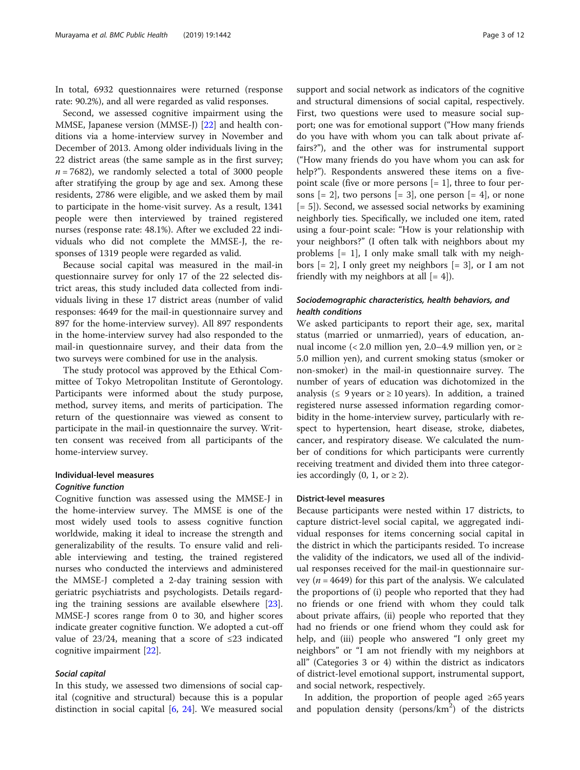In total, 6932 questionnaires were returned (response rate: 90.2%), and all were regarded as valid responses.

Second, we assessed cognitive impairment using the MMSE, Japanese version (MMSE-J) [22] and health conditions via a home-interview survey in November and December of 2013. Among older individuals living in the 22 district areas (the same sample as in the first survey; $n = 7682$), we randomly selected a total of 3000 people after stratifying the group by age and sex. Among these residents, 2786 were eligible, and we asked them by mail to participate in the home-visit survey. As a result, 1341 people were then interviewed by trained registered nurses (response rate: 48.1%). After we excluded 22 individuals who did not complete the MMSE-J, the responses of 1319 people were regarded as valid.

Because social capital was measured in the mail-in questionnaire survey for only 17 of the 22 selected district areas, this study included data collected from individuals living in these 17 district areas (number of valid responses: 4649 for the mail-in questionnaire survey and 897 for the home-interview survey). All 897 respondents in the home-interview survey had also responded to the mail-in questionnaire survey, and their data from the two surveys were combined for use in the analysis.

The study protocol was approved by the Ethical Committee of Tokyo Metropolitan Institute of Gerontology. Participants were informed about the study purpose, method, survey items, and merits of participation. The return of the questionnaire was viewed as consent to participate in the mail-in questionnaire the survey. Written consent was received from all participants of the home-interview survey.

### Individual-level measures

#### *Cognitive function*

Cognitive function was assessed using the MMSE-J in the home-interview survey. The MMSE is one of the most widely used tools to assess cognitive function worldwide, making it ideal to increase the strength and generalizability of the results. To ensure valid and reliable interviewing and testing, the trained registered nurses who conducted the interviews and administered the MMSE-J completed a 2-day training session with geriatric psychiatrists and psychologists. Details regarding the training sessions are available elsewhere [23]. MMSE-J scores range from 0 to 30, and higher scores indicate greater cognitive function. We adopted a cut-off value of 23/24, meaning that a score of ≤23 indicated cognitive impairment [22].

#### *Social capital*

In this study, we assessed two dimensions of social capital (cognitive and structural) because this is a popular distinction in social capital [6, 24]. We measured social support and social network as indicators of the cognitive and structural dimensions of social capital, respectively. First, two questions were used to measure social support; one was for emotional support ("How many friends do you have with whom you can talk about private affairs?"), and the other was for instrumental support ("How many friends do you have whom you can ask for help?"). Respondents answered these items on a five-point scale (five or more persons [= 1], three to four persons [= 2], two persons [= 3], one person [= 4], or none [= 5]). Second, we assessed social networks by examining neighborly ties. Specifically, we included one item, rated using a four-point scale: "How is your relationship with your neighbors?" (I often talk with neighbors about my problems [= 1], I only make small talk with my neighbors [= 2], I only greet my neighbors [= 3], or I am not friendly with my neighbors at all [= 4]).

#### *Sociodemographic characteristics, health behaviors, and health conditions*

We asked participants to report their age, sex, marital status (married or unmarried), years of education, annual income (< 2.0 million yen, 2.0–4.9 million yen, or ≥ 5.0 million yen), and current smoking status (smoker or non-smoker) in the mail-in questionnaire survey. The number of years of education was dichotomized in the analysis (≤ 9 years or ≥ 10 years). In addition, a trained registered nurse assessed information regarding comorbidity in the home-interview survey, particularly with respect to hypertension, heart disease, stroke, diabetes, cancer, and respiratory disease. We calculated the number of conditions for which participants were currently receiving treatment and divided them into three categories accordingly (0, 1, or ≥ 2).

### District-level measures

Because participants were nested within 17 districts, to capture district-level social capital, we aggregated individual responses for items concerning social capital in the district in which the participants resided. To increase the validity of the indicators, we used all of the individual responses received for the mail-in questionnaire survey ($n = 4649$) for this part of the analysis. We calculated the proportions of (i) people who reported that they had no friends or one friend with whom they could talk about private affairs, (ii) people who reported that they had no friends or one friend whom they could ask for help, and (iii) people who answered "I only greet my neighbors" or "I am not friendly with my neighbors at all" (Categories 3 or 4) within the district as indicators of district-level emotional support, instrumental support, and social network, respectively.

In addition, the proportion of people aged ≥65 years and population density (persons/km$^2$) of the districts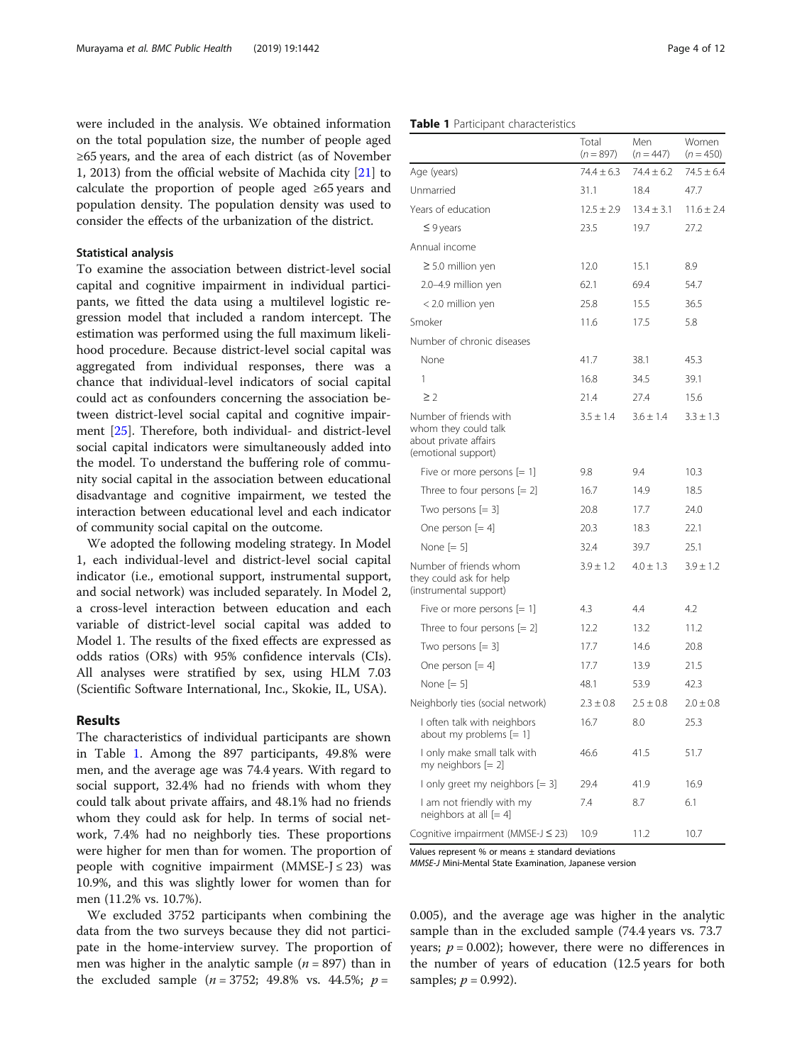were included in the analysis. We obtained information on the total population size, the number of people aged ≥65 years, and the area of each district (as of November 1, 2013) from the official website of Machida city [21] to calculate the proportion of people aged ≥65 years and population density. The population density was used to consider the effects of the urbanization of the district.

### Statistical analysis

To examine the association between district-level social capital and cognitive impairment in individual participants, we fitted the data using a multilevel logistic regression model that included a random intercept. The estimation was performed using the full maximum likelihood procedure. Because district-level social capital was aggregated from individual responses, there was a chance that individual-level indicators of social capital could act as confounders concerning the association between district-level social capital and cognitive impairment [25]. Therefore, both individual- and district-level social capital indicators were simultaneously added into the model. To understand the buffering role of community social capital in the association between educational disadvantage and cognitive impairment, we tested the interaction between educational level and each indicator of community social capital on the outcome.

We adopted the following modeling strategy. In Model 1, each individual-level and district-level social capital indicator (i.e., emotional support, instrumental support, and social network) was included separately. In Model 2, a cross-level interaction between education and each variable of district-level social capital was added to Model 1. The results of the fixed effects are expressed as odds ratios (ORs) with 95% confidence intervals (CIs). All analyses were stratified by sex, using HLM 7.03 (Scientific Software International, Inc., Skokie, IL, USA).

## Results

The characteristics of individual participants are shown in Table 1. Among the 897 participants, 49.8% were men, and the average age was 74.4 years. With regard to social support, 32.4% had no friends with whom they could talk about private affairs, and 48.1% had no friends whom they could ask for help. In terms of social network, 7.4% had no neighborly ties. These proportions were higher for men than for women. The proportion of people with cognitive impairment (MMSE-J ≤ 23) was 10.9%, and this was slightly lower for women than for men (11.2% vs. 10.7%).

We excluded 3752 participants when combining the data from the two surveys because they did not participate in the home-interview survey. The proportion of men was higher in the analytic sample ($n = 897$) than in the excluded sample ($n = 3752$; 49.8% vs. 44.5%; $p = 0.005$), and the average age was higher in the analytic sample than in the excluded sample (74.4 years vs. 73.7 years; $p = 0.002$); however, there were no differences in the number of years of education (12.5 years for both samples; $p = 0.992$).

**Table 1** Participant characteristics

| | Total ($n = 897$) | Men ($n = 447$) | Women ($n = 450$) |
|---|---|---|---|
| Age (years) | 74.4 ± 6.3 | 74.4 ± 6.2 | 74.5 ± 6.4 |
| Unmarried | 31.1 | 18.4 | 47.7 |
| Years of education | 12.5 ± 2.9 | 13.4 ± 3.1 | 11.6 ± 2.4 |
| ≤ 9 years | 23.5 | 19.7 | 27.2 |
| Annual income | | | |
| ≥ 5.0 million yen | 12.0 | 15.1 | 8.9 |
| 2.0–4.9 million yen | 62.1 | 69.4 | 54.7 |
| < 2.0 million yen | 25.8 | 15.5 | 36.5 |
| Smoker | 11.6 | 17.5 | 5.8 |
| Number of chronic diseases | | | |
| None | 41.7 | 38.1 | 45.3 |
| 1 | 16.8 | 34.5 | 39.1 |
| ≥ 2 | 21.4 | 27.4 | 15.6 |
| Number of friends with whom they could talk about private affairs (emotional support) | 3.5 ± 1.4 | 3.6 ± 1.4 | 3.3 ± 1.3 |
| Five or more persons [= 1] | 9.8 | 9.4 | 10.3 |
| Three to four persons [= 2] | 16.7 | 14.9 | 18.5 |
| Two persons [= 3] | 20.8 | 17.7 | 24.0 |
| One person [= 4] | 20.3 | 18.3 | 22.1 |
| None [= 5] | 32.4 | 39.7 | 25.1 |
| Number of friends whom they could ask for help (instrumental support) | 3.9 ± 1.2 | 4.0 ± 1.3 | 3.9 ± 1.2 |
| Five or more persons [= 1] | 4.3 | 4.4 | 4.2 |
| Three to four persons [= 2] | 12.2 | 13.2 | 11.2 |
| Two persons [= 3] | 17.7 | 14.6 | 20.8 |
| One person [= 4] | 17.7 | 13.9 | 21.5 |
| None [= 5] | 48.1 | 53.9 | 42.3 |
| Neighborly ties (social network) | 2.3 ± 0.8 | 2.5 ± 0.8 | 2.0 ± 0.8 |
| I often talk with neighbors about my problems [= 1] | 16.7 | 8.0 | 25.3 |
| I only make small talk with my neighbors [= 2] | 46.6 | 41.5 | 51.7 |
| I only greet my neighbors [= 3] | 29.4 | 41.9 | 16.9 |
| I am not friendly with my neighbors at all [= 4] | 7.4 | 8.7 | 6.1 |
| Cognitive impairment (MMSE-J ≤ 23) | 10.9 | 11.2 | 10.7 |

Values represent % or means ± standard deviations

*MMSE-J* Mini-Mental State Examination, Japanese version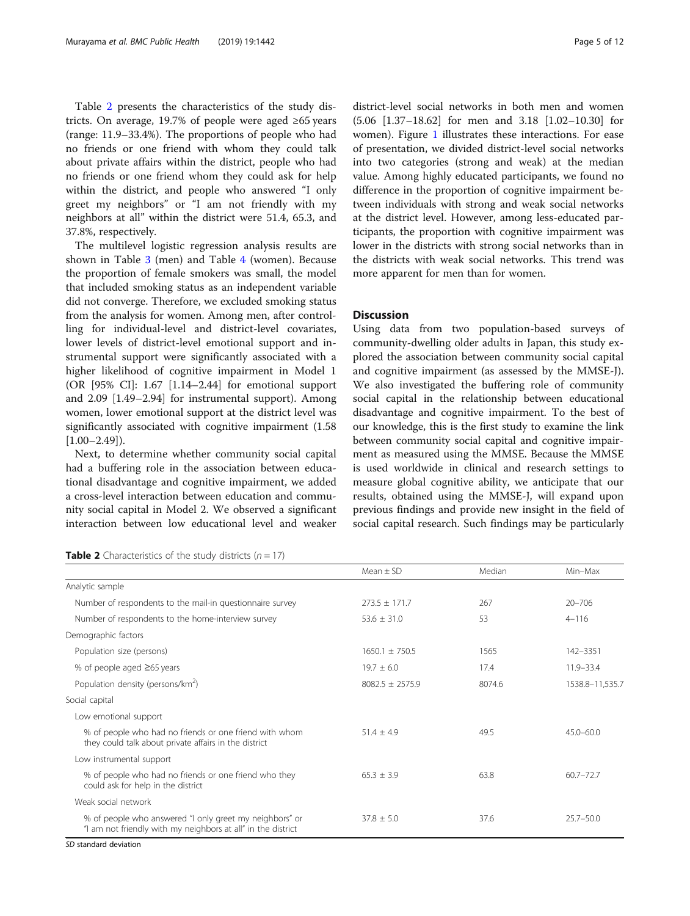Table 2 presents the characteristics of the study districts. On average, 19.7% of people were aged ≥65 years (range: 11.9–33.4%). The proportions of people who had no friends or one friend with whom they could talk about private affairs within the district, people who had no friends or one friend whom they could ask for help within the district, and people who answered "I only greet my neighbors" or "I am not friendly with my neighbors at all" within the district were 51.4, 65.3, and 37.8%, respectively.

The multilevel logistic regression analysis results are shown in Table 3 (men) and Table 4 (women). Because the proportion of female smokers was small, the model that included smoking status as an independent variable did not converge. Therefore, we excluded smoking status from the analysis for women. Among men, after controlling for individual-level and district-level covariates, lower levels of district-level emotional support and instrumental support were significantly associated with a higher likelihood of cognitive impairment in Model 1 (OR [95% CI]: 1.67 [1.14–2.44] for emotional support and 2.09 [1.49–2.94] for instrumental support). Among women, lower emotional support at the district level was significantly associated with cognitive impairment (1.58 [1.00–2.49]).

Next, to determine whether community social capital had a buffering role in the association between educational disadvantage and cognitive impairment, we added a cross-level interaction between education and community social capital in Model 2. We observed a significant interaction between low educational level and weaker district-level social networks in both men and women (5.06 [1.37–18.62] for men and 3.18 [1.02–10.30] for women). Figure 1 illustrates these interactions. For ease of presentation, we divided district-level social networks into two categories (strong and weak) at the median value. Among highly educated participants, we found no difference in the proportion of cognitive impairment between individuals with strong and weak social networks at the district level. However, among less-educated participants, the proportion with cognitive impairment was lower in the districts with strong social networks than in the districts with weak social networks. This trend was more apparent for men than for women.

## Discussion

Using data from two population-based surveys of community-dwelling older adults in Japan, this study explored the association between community social capital and cognitive impairment (as assessed by the MMSE-J). We also investigated the buffering role of community social capital in the relationship between educational disadvantage and cognitive impairment. To the best of our knowledge, this is the first study to examine the link between community social capital and cognitive impairment as measured using the MMSE. Because the MMSE is used worldwide in clinical and research settings to measure global cognitive ability, we anticipate that our results, obtained using the MMSE-J, will expand upon previous findings and provide new insight in the field of social capital research. Such findings may be particularly

**Table 2** Characteristics of the study districts ($n = 17$)

| | Mean ± SD | Median | Min–Max |
|---|---|---|---|
| Analytic sample | | | |
| Number of respondents to the mail-in questionnaire survey | 273.5 ± 171.7 | 267 | 20–706 |
| Number of respondents to the home-interview survey | 53.6 ± 31.0 | 53 | 4–116 |
| Demographic factors | | | |
| Population size (persons) | 1650.1 ± 750.5 | 1565 | 142–3351 |
| % of people aged ≥65 years | 19.7 ± 6.0 | 17.4 | 11.9–33.4 |
| Population density (persons/km$^2$) | 8082.5 ± 2575.9 | 8074.6 | 1538.8–11,535.7 |
| Social capital | | | |
| Low emotional support | | | |
| % of people who had no friends or one friend with whom they could talk about private affairs in the district | 51.4 ± 4.9 | 49.5 | 45.0–60.0 |
| Low instrumental support | | | |
| % of people who had no friends or one friend who they could ask for help in the district | 65.3 ± 3.9 | 63.8 | 60.7–72.7 |
| Weak social network | | | |
| % of people who answered "I only greet my neighbors" or "I am not friendly with my neighbors at all" in the district | 37.8 ± 5.0 | 37.6 | 25.7–50.0 |

*SD* standard deviation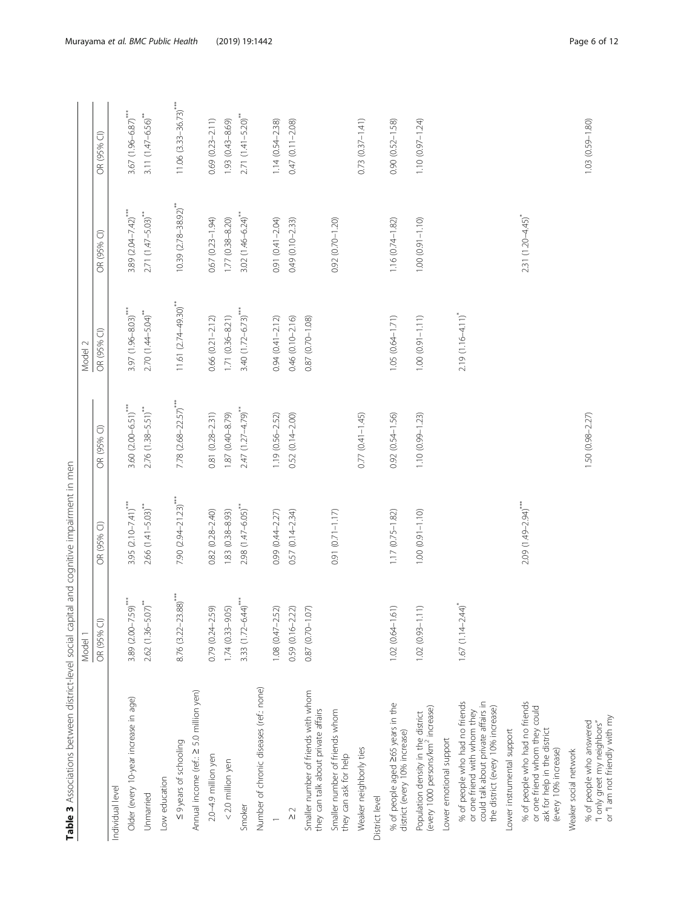**Table 3** Associations between district-level social capital and cognitive impairment in men

| | Model 1 | | | Model 2 | | |
|---|---|---|---|---|---|---|
| | OR (95% CI) | OR (95% CI) | OR (95% CI) | OR (95% CI) | OR (95% CI) | OR (95% CI) |
| Individual level | | | | | | |
| Older (every 10-year increase in age) | 3.89 (2.00–7.59)*** | 3.95 (2.10–7.41)*** | 3.60 (2.00–6.51)*** | 3.97 (1.96–8.03)*** | 3.89 (2.04–7.42)*** | 3.67 (1.96–6.87)*** |
| Unmarried | 2.62 (1.36–5.07)** | 2.66 (1.41–5.03)** | 2.76 (1.38–5.51)** | 2.70 (1.44–5.04)** | 2.71 (1.47–5.03)** | 3.11 (1.47–6.56)** |
| Low education | | | | | | |
| ≤ 9 years of schooling | 8.76 (3.22–23.88)*** | 7.90 (2.94–21.23)*** | 7.78 (2.68–22.57)*** | 11.61 (2.74–49.30)** | 10.39 (2.78–38.92)** | 11.06 (3.33–36.73)*** |
| Annual income (ref.: ≥ 5.0 million yen) | | | | | | |
| 2.0–4.9 million yen | 0.79 (0.24–2.59) | 0.82 (0.28–2.40) | 0.81 (0.28–2.31) | 0.66 (0.21–2.12) | 0.67 (0.23–1.94) | 0.69 (0.23–2.11) |
| < 2.0 million yen | 1.74 (0.33–9.05) | 1.83 (0.38–8.93) | 1.87 (0.40–8.79) | 1.71 (0.36–8.21) | 1.77 (0.38–8.20) | 1.93 (0.43–8.69) |
| Smoker | 3.33 (1.72–6.44)*** | 2.98 (1.47–6.05)** | 2.47 (1.27–4.79)** | 3.40 (1.72–6.73)*** | 3.02 (1.46–6.24)** | 2.71 (1.41–5.20)** |
| Number of chronic diseases (ref.: none) | | | | | | |
| 1 | 1.08 (0.47–2.52) | 0.99 (0.44–2.27) | 1.19 (0.56–2.52) | 0.94 (0.41–2.12) | 0.91 (0.41–2.04) | 1.14 (0.54–2.38) |
| ≥ 2 | 0.59 (0.16–2.22) | 0.57 (0.14–2.34) | 0.52 (0.14–2.00) | 0.46 (0.10–2.16) | 0.49 (0.10–2.33) | 0.47 (0.11–2.08) |
| Smaller number of friends with whom they can talk about private affairs | 0.87 (0.70–1.07) | | | 0.87 (0.70–1.08) | | |
| Smaller number of friends whom they can ask for help | | 0.91 (0.71–1.17) | | | 0.92 (0.70–1.20) | |
| Weaker neighborly ties | | | 0.77 (0.41–1.45) | | | 0.73 (0.37–1.41) |
| District level | | | | | | |
| % of people aged ≥65 years in the district (every 10% increase) | 1.02 (0.64–1.61) | 1.17 (0.75–1.82) | 0.92 (0.54–1.56) | 1.05 (0.64–1.71) | 1.16 (0.74–1.82) | 0.90 (0.52–1.58) |
| Population density in the district (every 1000 persons/km$^2$ increase) | 1.02 (0.93–1.11) | 1.00 (0.91–1.10) | 1.10 (0.99–1.23) | 1.00 (0.91–1.11) | 1.00 (0.91–1.10) | 1.10 (0.97–1.24) |
| Lower emotional support | | | | | | |
| % of people who had no friends or one friend with whom they could talk about private affairs in the district (every 10% increase) | 1.67 (1.14–2.44)* | | | 2.19 (1.16–4.11)* | | |
| Lower instrumental support | | | | | | |
| % of people who had no friends or one friend whom they could ask for help in the district (every 10% increase) | | 2.09 (1.49–2.94)*** | | | 2.31 (1.20–4.45)* | |
| Weaker social network | | | | | | |
| % of people who answered "I only greet my neighbors" or "I am not friendly with my | | | 1.50 (0.98–2.27) | | | 1.03 (0.59–1.80) |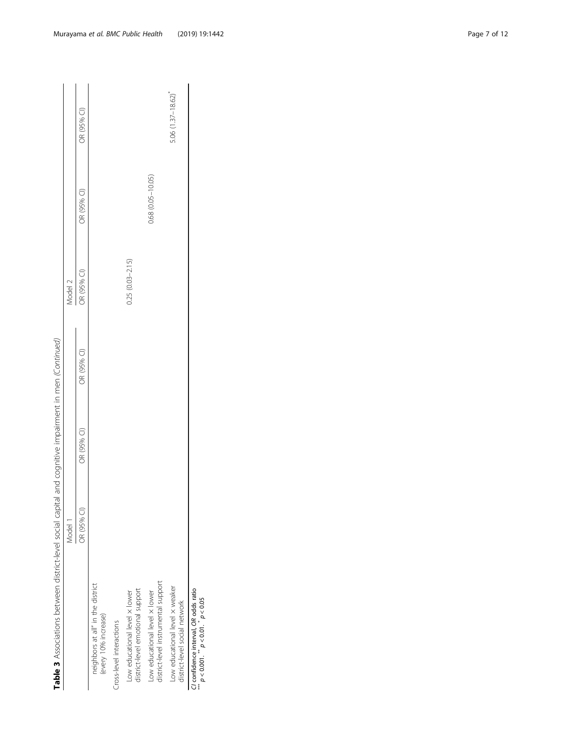**Table 3** Associations between district-level social capital and cognitive impairment in men *(Continued)*

| | Model 1 | | | Model 2 | | |
|---|---|---|---|---|---|---|
| | OR (95% CI) | OR (95% CI) | OR (95% CI) | OR (95% CI) | OR (95% CI) | OR (95% CI) |
| neighbors at all" in the district (every 10% increase) | | | | | | |
| Cross-level interactions | | | | | | |
| Low educational level × lower district-level emotional support | | | | 0.25 (0.03–2.15) | | |
| Low educational level × lower district-level instrumental support | | | | | 0.68 (0.05–10.05) | |
| Low educational level × weaker district-level social network | | | | | | 5.06 (1.37–18.62)* |

*CI* confidence interval, *OR* odds ratio
*** $p < 0.001$. ** $p < 0.01$. * $p < 0.05$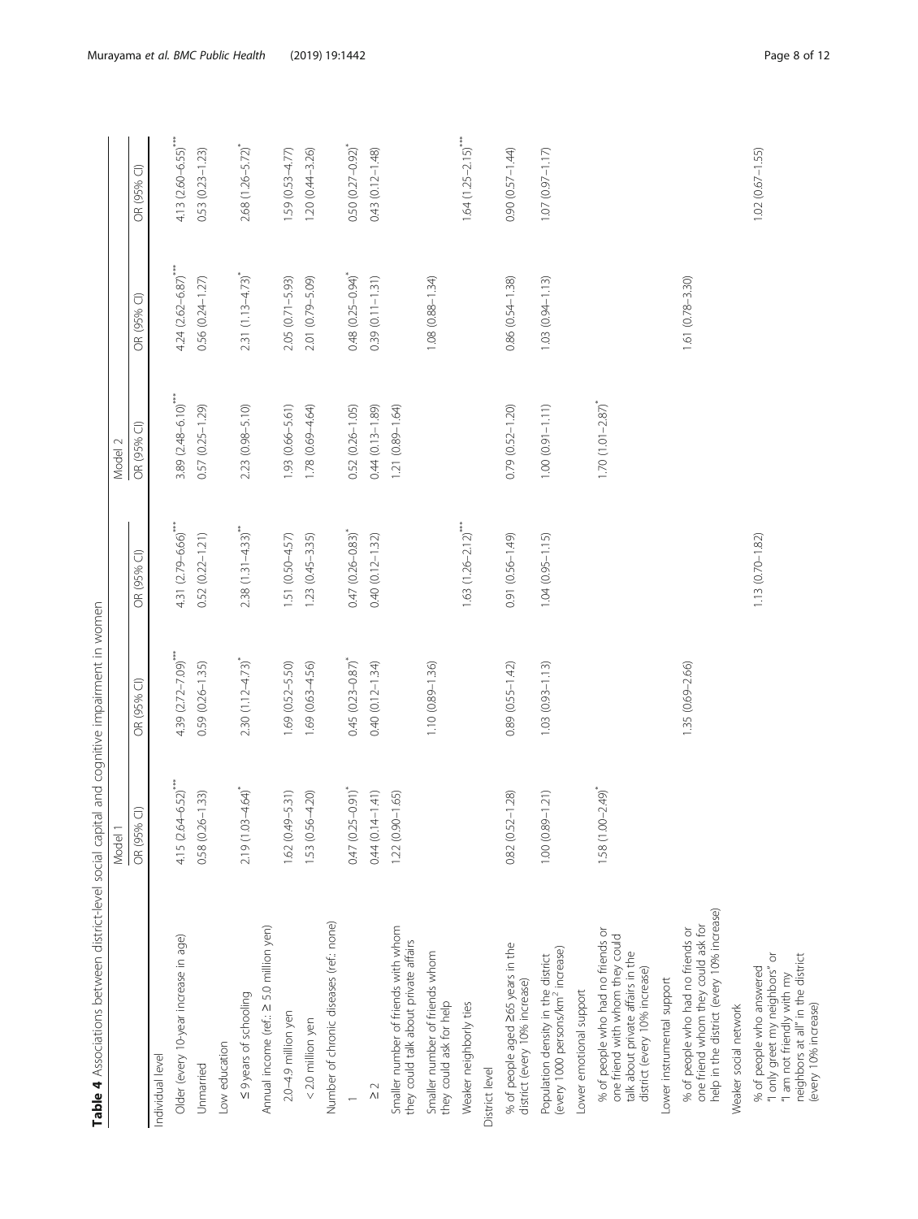**Table 4** Associations between district-level social capital and cognitive impairment in women

| | Model 1 | | | Model 2 | | |
|---|---|---|---|---|---|---|
| | OR (95% CI) | OR (95% CI) | OR (95% CI) | OR (95% CI) | OR (95% CI) | OR (95% CI) |
| Individual level | | | | | | |
| Older (every 10-year increase in age) | 4.15 (2.64–6.52)*** | 4.39 (2.72–7.09)*** | 4.31 (2.79–6.66)*** | 3.89 (2.48–6.10)*** | 4.24 (2.62–6.87)*** | 4.13 (2.60–6.55)*** |
| Unmarried | 0.58 (0.26–1.33) | 0.59 (0.26–1.35) | 0.52 (0.22–1.21) | 0.57 (0.25–1.29) | 0.56 (0.24–1.27) | 0.53 (0.23–1.23) |
| Low education | | | | | | |
| ≤ 9 years of schooling | 2.19 (1.03–4.64)* | 2.30 (1.12–4.73)* | 2.38 (1.31–4.33)** | 2.23 (0.98–5.10) | 2.31 (1.13–4.73)* | 2.68 (1.26–5.72)* |
| Annual income (ref.: ≥ 5.0 million yen) | | | | | | |
| 2.0–4.9 million yen | 1.62 (0.49–5.31) | 1.69 (0.52–5.50) | 1.51 (0.50–4.57) | 1.93 (0.66–5.61) | 2.05 (0.71–5.93) | 1.59 (0.53–4.77) |
| < 2.0 million yen | 1.53 (0.56–4.20) | 1.69 (0.63–4.56) | 1.23 (0.45–3.35) | 1.78 (0.69–4.64) | 2.01 (0.79–5.09) | 1.20 (0.44–3.26) |
| Number of chronic diseases (ref.: none) | | | | | | |
| 1 | 0.47 (0.25–0.91)* | 0.45 (0.23–0.87)* | 0.47 (0.26–0.83)* | 0.52 (0.26–1.05) | 0.48 (0.25–0.94)* | 0.50 (0.27–0.92)* |
| ≥ 2 | 0.44 (0.14–1.41) | 0.40 (0.12–1.34) | 0.40 (0.12–1.32) | 0.44 (0.13–1.89) | 0.39 (0.11–1.31) | 0.43 (0.12–1.48) |
| Smaller number of friends with whom they could talk about private affairs | 1.22 (0.90–1.65) | | | 1.21 (0.89–1.64) | | |
| Smaller number of friends whom they could ask for help | | 1.10 (0.89–1.36) | | | 1.08 (0.88–1.34) | |
| Weaker neighborly ties | | | 1.63 (1.26–2.12)*** | | | 1.64 (1.25–2.15)*** |
| District level | | | | | | |
| % of people aged ≥65 years in the district (every 10% increase) | 0.82 (0.52–1.28) | 0.89 (0.55–1.42) | 0.91 (0.56–1.49) | 0.79 (0.52–1.20) | 0.86 (0.54–1.38) | 0.90 (0.57–1.44) |
| Population density in the district (every 1000 persons/km$^2$ increase) | 1.00 (0.89–1.21) | 1.03 (0.93–1.13) | 1.04 (0.95–1.15) | 1.00 (0.91–1.11) | 1.03 (0.94–1.13) | 1.07 (0.97–1.17) |
| Lower emotional support | | | | | | |
| % of people who had no friends or one friend with whom they could talk about private affairs in the district (every 10% increase) | 1.58 (1.00–2.49)* | | | 1.70 (1.01–2.87)* | | |
| Lower instrumental support | | | | | | |
| % of people who had no friends or one friend whom they could ask for help in the district (every 10% increase) | | 1.35 (0.69–2.66) | | | 1.61 (0.78–3.30) | |
| Weaker social network | | | | | | |
| % of people who answered "I only greet my neighbors" or "I am not friendly with my neighbors at all" in the district (every 10% increase) | | | 1.13 (0.70–1.82) | | | 1.02 (0.67–1.55) |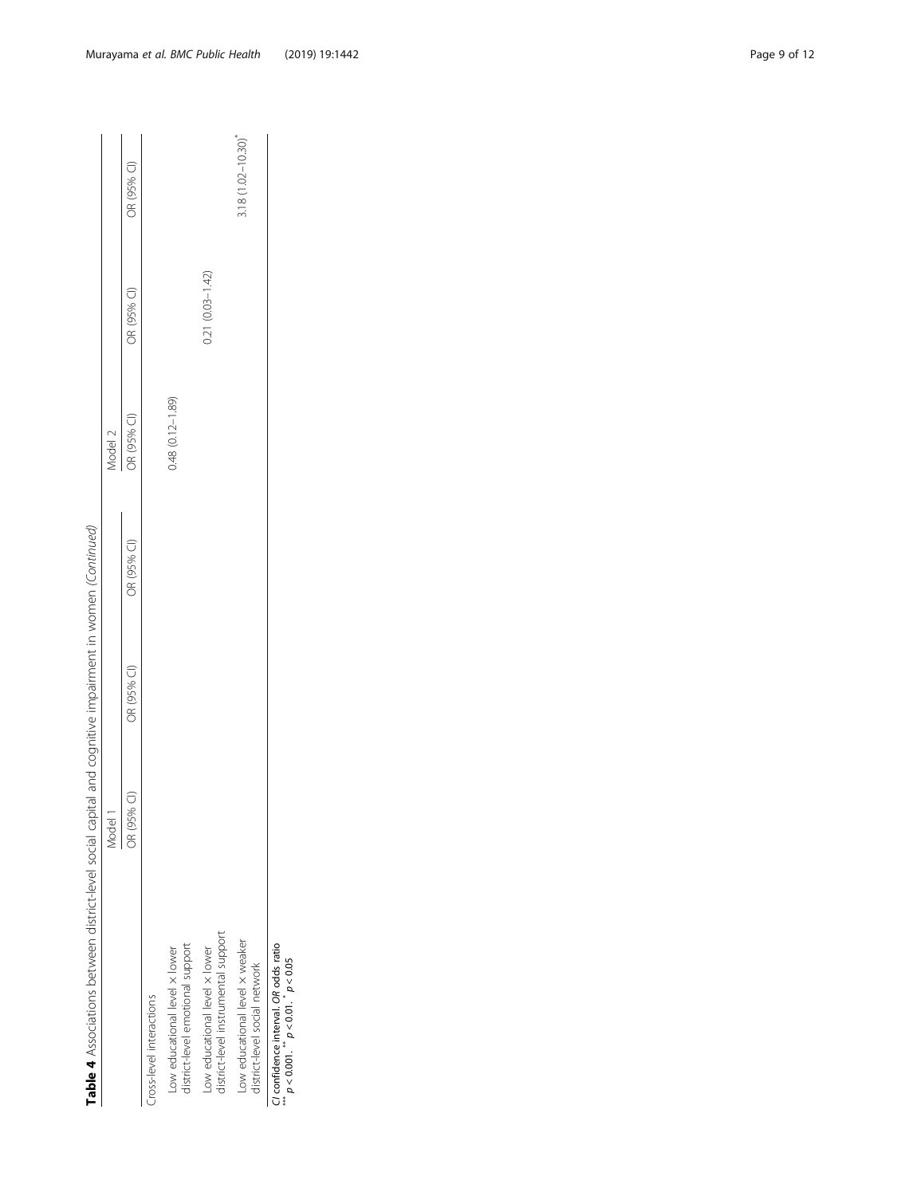**Table 4** Associations between district-level social capital and cognitive impairment in women *(Continued)*

| | Model 1 | | | Model 2 | | |
|---|---|---|---|---|---|---|
| | OR (95% CI) | OR (95% CI) | OR (95% CI) | OR (95% CI) | OR (95% CI) | OR (95% CI) |
| Cross-level interactions | | | | | | |
| Low educational level × lower district-level emotional support | | | | 0.48 (0.12–1.89) | | |
| Low educational level × lower district-level instrumental support | | | | | 0.21 (0.03–1.42) | |
| Low educational level × weaker district-level social network | | | | | | 3.18 (1.02–10.30)* |

*CI* confidence interval. *OR* odds ratio
*** $p < 0.001$. ** $p < 0.01$. * $p < 0.05$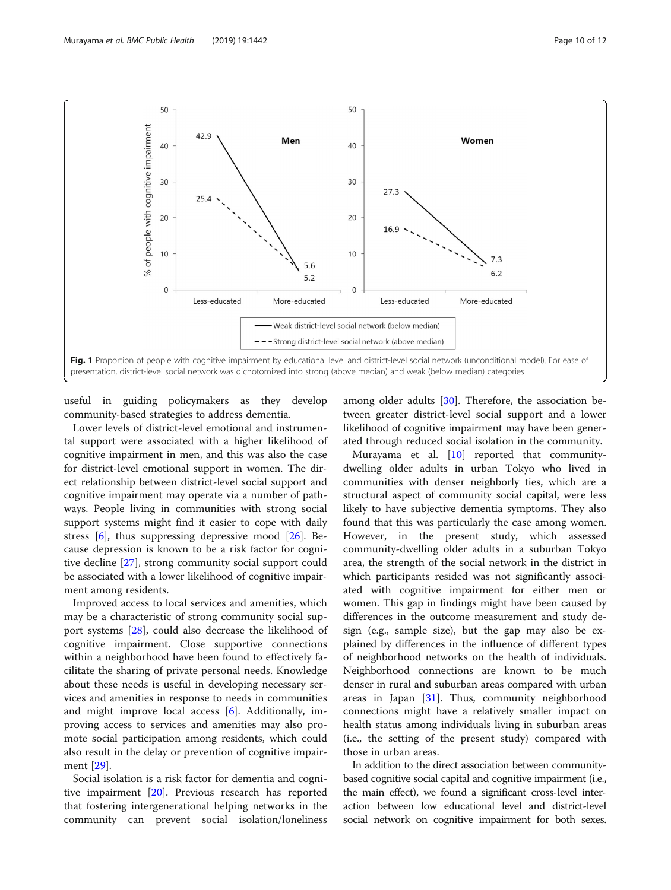**Fig. 1** Proportion of people with cognitive impairment by educational level and district-level social network (unconditional model). For ease of presentation, district-level social network was dichotomized into strong (above median) and weak (below median) categories

useful in guiding policymakers as they develop community-based strategies to address dementia.

Lower levels of district-level emotional and instrumental support were associated with a higher likelihood of cognitive impairment in men, and this was also the case for district-level emotional support in women. The direct relationship between district-level social support and cognitive impairment may operate via a number of pathways. People living in communities with strong social support systems might find it easier to cope with daily stress [6], thus suppressing depressive mood [26]. Because depression is known to be a risk factor for cognitive decline [27], strong community social support could be associated with a lower likelihood of cognitive impairment among residents.

Improved access to local services and amenities, which may be a characteristic of strong community social support systems [28], could also decrease the likelihood of cognitive impairment. Close supportive connections within a neighborhood have been found to effectively facilitate the sharing of private personal needs. Knowledge about these needs is useful in developing necessary services and amenities in response to needs in communities and might improve local access [6]. Additionally, improving access to services and amenities may also promote social participation among residents, which could also result in the delay or prevention of cognitive impairment [29].

Social isolation is a risk factor for dementia and cognitive impairment [20]. Previous research has reported that fostering intergenerational helping networks in the community can prevent social isolation/loneliness among older adults [30]. Therefore, the association between greater district-level social support and a lower likelihood of cognitive impairment may have been generated through reduced social isolation in the community.

Murayama et al. [10] reported that community-dwelling older adults in urban Tokyo who lived in communities with denser neighborly ties, which are a structural aspect of community social capital, were less likely to have subjective dementia symptoms. They also found that this was particularly the case among women. However, in the present study, which assessed community-dwelling older adults in a suburban Tokyo area, the strength of the social network in the district in which participants resided was not significantly associated with cognitive impairment for either men or women. This gap in findings might have been caused by differences in the outcome measurement and study design (e.g., sample size), but the gap may also be explained by differences in the influence of different types of neighborhood networks on the health of individuals. Neighborhood connections are known to be much denser in rural and suburban areas compared with urban areas in Japan [31]. Thus, community neighborhood connections might have a relatively smaller impact on health status among individuals living in suburban areas (i.e., the setting of the present study) compared with those in urban areas.

In addition to the direct association between community-based cognitive social capital and cognitive impairment (i.e., the main effect), we found a significant cross-level interaction between low educational level and district-level social network on cognitive impairment for both sexes.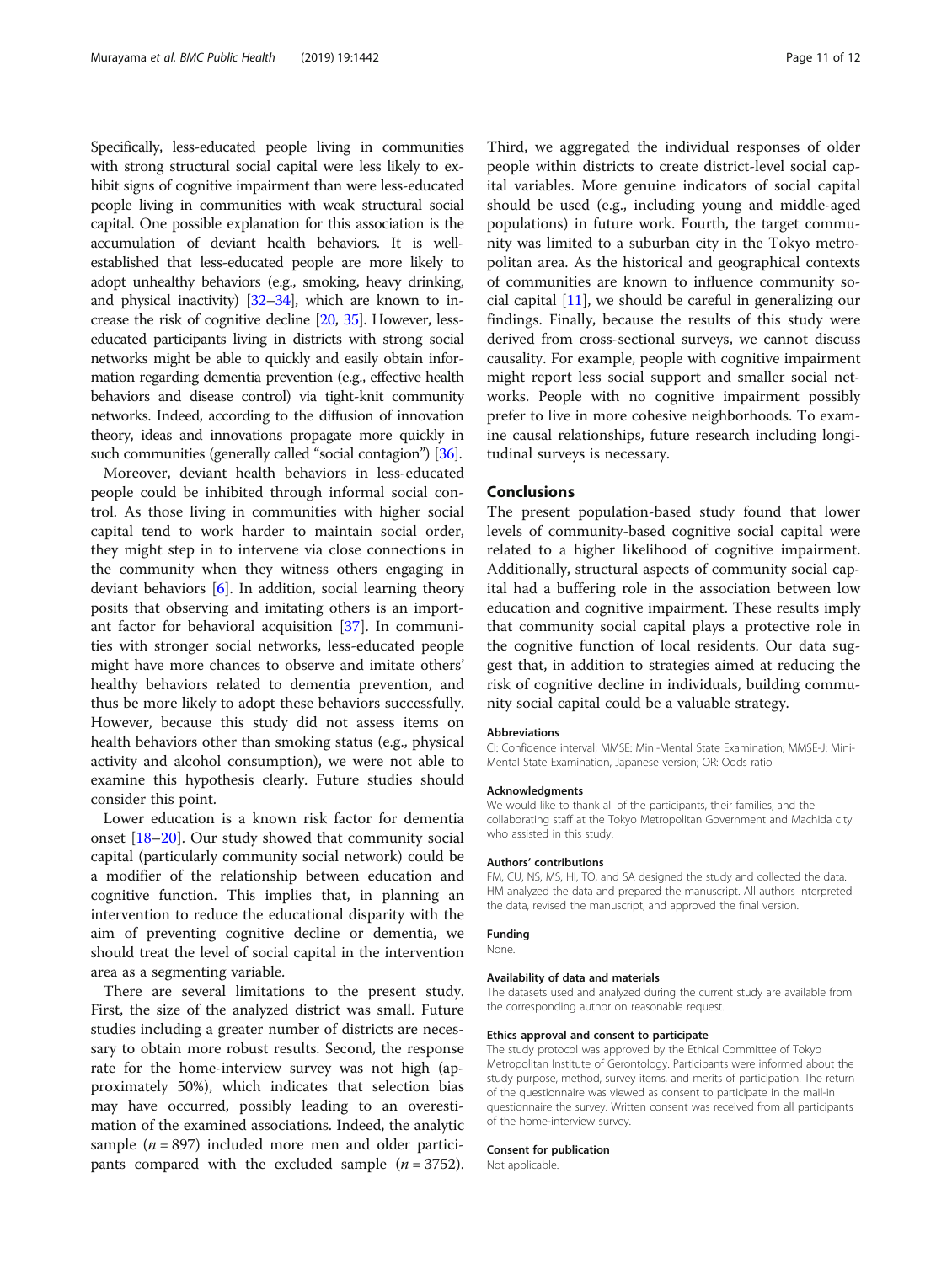Specifically, less-educated people living in communities with strong structural social capital were less likely to exhibit signs of cognitive impairment than were less-educated people living in communities with weak structural social capital. One possible explanation for this association is the accumulation of deviant health behaviors. It is well-established that less-educated people are more likely to adopt unhealthy behaviors (e.g., smoking, heavy drinking, and physical inactivity) [32–34], which are known to increase the risk of cognitive decline [20, 35]. However, less-educated participants living in districts with strong social networks might be able to quickly and easily obtain information regarding dementia prevention (e.g., effective health behaviors and disease control) via tight-knit community networks. Indeed, according to the diffusion of innovation theory, ideas and innovations propagate more quickly in such communities (generally called "social contagion") [36].

Moreover, deviant health behaviors in less-educated people could be inhibited through informal social control. As those living in communities with higher social capital tend to work harder to maintain social order, they might step in to intervene via close connections in the community when they witness others engaging in deviant behaviors [6]. In addition, social learning theory posits that observing and imitating others is an important factor for behavioral acquisition [37]. In communities with stronger social networks, less-educated people might have more chances to observe and imitate others' healthy behaviors related to dementia prevention, and thus be more likely to adopt these behaviors successfully. However, because this study did not assess items on health behaviors other than smoking status (e.g., physical activity and alcohol consumption), we were not able to examine this hypothesis clearly. Future studies should consider this point.

Lower education is a known risk factor for dementia onset [18–20]. Our study showed that community social capital (particularly community social network) could be a modifier of the relationship between education and cognitive function. This implies that, in planning an intervention to reduce the educational disparity with the aim of preventing cognitive decline or dementia, we should treat the level of social capital in the intervention area as a segmenting variable.

There are several limitations to the present study. First, the size of the analyzed district was small. Future studies including a greater number of districts are necessary to obtain more robust results. Second, the response rate for the home-interview survey was not high (approximately 50%), which indicates that selection bias may have occurred, possibly leading to an overestimation of the examined associations. Indeed, the analytic sample ($n = 897$) included more men and older participants compared with the excluded sample ($n = 3752$). Third, we aggregated the individual responses of older people within districts to create district-level social capital variables. More genuine indicators of social capital should be used (e.g., including young and middle-aged populations) in future work. Fourth, the target community was limited to a suburban city in the Tokyo metropolitan area. As the historical and geographical contexts of communities are known to influence community social capital [11], we should be careful in generalizing our findings. Finally, because the results of this study were derived from cross-sectional surveys, we cannot discuss causality. For example, people with cognitive impairment might report less social support and smaller social networks. People with no cognitive impairment possibly prefer to live in more cohesive neighborhoods. To examine causal relationships, future research including longitudinal surveys is necessary.

## Conclusions

The present population-based study found that lower levels of community-based cognitive social capital were related to a higher likelihood of cognitive impairment. Additionally, structural aspects of community social capital had a buffering role in the association between low education and cognitive impairment. These results imply that community social capital plays a protective role in the cognitive function of local residents. Our data suggest that, in addition to strategies aimed at reducing the risk of cognitive decline in individuals, building community social capital could be a valuable strategy.

#### Abbreviations

CI: Confidence interval; MMSE: Mini-Mental State Examination; MMSE-J: Mini-Mental State Examination, Japanese version; OR: Odds ratio

#### Acknowledgments

We would like to thank all of the participants, their families, and the collaborating staff at the Tokyo Metropolitan Government and Machida city who assisted in this study.

#### Authors' contributions

FM, CU, NS, MS, HI, TO, and SA designed the study and collected the data. HM analyzed the data and prepared the manuscript. All authors interpreted the data, revised the manuscript, and approved the final version.

#### Funding

None.

#### Availability of data and materials

The datasets used and analyzed during the current study are available from the corresponding author on reasonable request.

#### Ethics approval and consent to participate

The study protocol was approved by the Ethical Committee of Tokyo Metropolitan Institute of Gerontology. Participants were informed about the study purpose, method, survey items, and merits of participation. The return of the questionnaire was viewed as consent to participate in the mail-in questionnaire the survey. Written consent was received from all participants of the home-interview survey.

#### Consent for publication

Not applicable.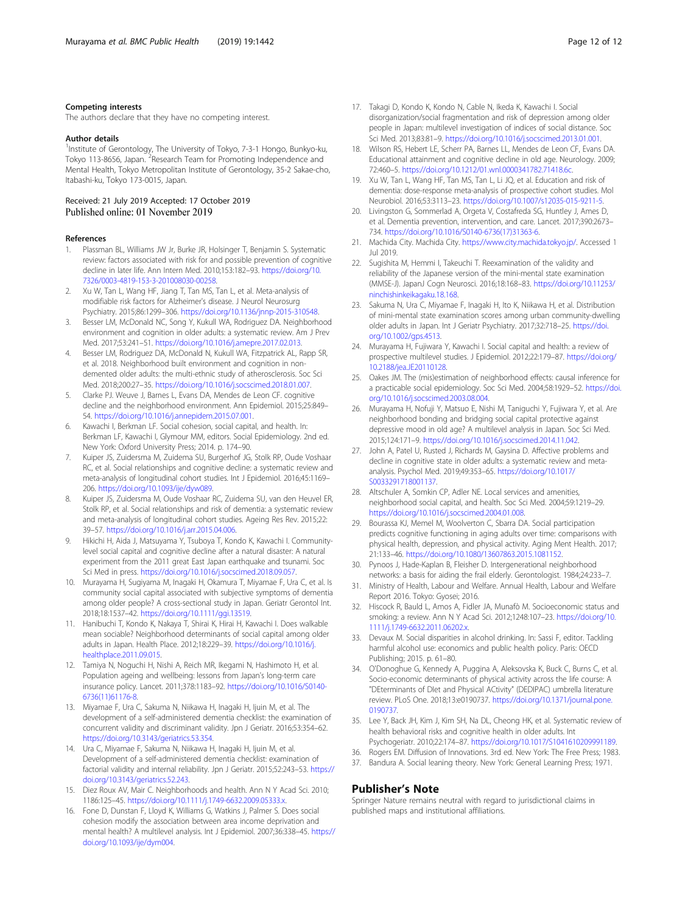#### Competing interests

The authors declare that they have no competing interest.

#### Author details

[1]Institute of Gerontology, The University of Tokyo, 7-3-1 Hongo, Bunkyo-ku, Tokyo 113-8656, Japan. [2]Research Team for Promoting Independence and Mental Health, Tokyo Metropolitan Institute of Gerontology, 35-2 Sakae-cho, Itabashi-ku, Tokyo 173-0015, Japan.

Received: 21 July 2019 Accepted: 17 October 2019
Published online: 01 November 2019

#### References

1. Plassman BL, Williams JW Jr, Burke JR, Holsinger T, Benjamin S. Systematic review: factors associated with risk for and possible prevention of cognitive decline in later life. Ann Intern Med. 2010;153:182–93. https://doi.org/10.7326/0003-4819-153-3-201008030-00258.
2. Xu W, Tan L, Wang HF, Jiang T, Tan MS, Tan L, et al. Meta-analysis of modifiable risk factors for Alzheimer's disease. J Neurol Neurosurg Psychiatry. 2015;86:1299–306. https://doi.org/10.1136/jnnp-2015-310548.
3. Besser LM, McDonald NC, Song Y, Kukull WA, Rodriguez DA. Neighborhood environment and cognition in older adults: a systematic review. Am J Prev Med. 2017;53:241–51. https://doi.org/10.1016/j.amepre.2017.02.013.
4. Besser LM, Rodriguez DA, McDonald N, Kukull WA, Fitzpatrick AL, Rapp SR, et al. 2018. Neighborhood built environment and cognition in non-demented older adults: the multi-ethnic study of atherosclerosis. Soc Sci Med. 2018;200:27–35. https://doi.org/10.1016/j.socscimed.2018.01.007.
5. Clarke PJ. Weuve J, Barnes L, Evans DA, Mendes de Leon CF. cognitive decline and the neighborhood environment. Ann Epidemiol. 2015;25:849–54. https://doi.org/10.1016/j.annepidem.2015.07.001.
6. Kawachi I, Berkman LF. Social cohesion, social capital, and health. In: Berkman LF, Kawachi I, Glymour MM, editors. Social Epidemiology. 2nd ed. New York: Oxford University Press; 2014. p. 174–90.
7. Kuiper JS, Zuidersma M, Zuidema SU, Burgerhof JG, Stolk RP, Oude Voshaar RC, et al. Social relationships and cognitive decline: a systematic review and meta-analysis of longitudinal cohort studies. Int J Epidemiol. 2016;45:1169–206. https://doi.org/10.1093/ije/dyw089.
8. Kuiper JS, Zuidersma M, Oude Voshaar RC, Zuidema SU, van den Heuvel ER, Stolk RP, et al. Social relationships and risk of dementia: a systematic review and meta-analysis of longitudinal cohort studies. Ageing Res Rev. 2015;22:39–57. https://doi.org/10.1016/j.arr.2015.04.006.
9. Hikichi H, Aida J, Matsuyama Y, Tsuboya T, Kondo K, Kawachi I. Community-level social capital and cognitive decline after a natural disaster: A natural experiment from the 2011 great East Japan earthquake and tsunami. Soc Sci Med in press. https://doi.org/10.1016/j.socscimed.2018.09.057.
10. Murayama H, Sugiyama M, Inagaki H, Okamura T, Miyamae F, Ura C, et al. Is community social capital associated with subjective symptoms of dementia among older people? A cross-sectional study in Japan. Geriatr Gerontol Int. 2018;18:1537–42. https://doi.org/10.1111/ggi.13519.
11. Hanibuchi T, Kondo K, Nakaya T, Shirai K, Hirai H, Kawachi I. Does walkable mean sociable? Neighborhood determinants of social capital among older adults in Japan. Health Place. 2012;18:229–39. https://doi.org/10.1016/j.healthplace.2011.09.015.
12. Tamiya N, Noguchi H, Nishi A, Reich MR, Ikegami N, Hashimoto H, et al. Population ageing and wellbeing: lessons from Japan's long-term care insurance policy. Lancet. 2011;378:1183–92. https://doi.org/10.1016/S0140-6736(11)61176-8.
13. Miyamae F, Ura C, Sakuma N, Niikawa H, Inagaki H, Ijuin M, et al. The development of a self-administered dementia checklist: the examination of concurrent validity and discriminant validity. Jpn J Geriatr. 2016;53:354–62. https://doi.org/10.3143/geriatrics.53.354.
14. Ura C, Miyamae F, Sakuma N, Niikawa H, Inagaki H, Ijuin M, et al. Development of a self-administered dementia checklist: examination of factorial validity and internal reliability. Jpn J Geriatr. 2015;52:243–53. https://doi.org/10.3143/geriatrics.52.243.
15. Diez Roux AV, Mair C. Neighborhoods and health. Ann N Y Acad Sci. 2010;1186:125–45. https://doi.org/10.1111/j.1749-6632.2009.05333.x.
16. Fone D, Dunstan F, Lloyd K, Williams G, Watkins J, Palmer S. Does social cohesion modify the association between area income deprivation and mental health? A multilevel analysis. Int J Epidemiol. 2007;36:338–45. https://doi.org/10.1093/ije/dym004.
17. Takagi D, Kondo K, Kondo N, Cable N, Ikeda K, Kawachi I. Social disorganization/social fragmentation and risk of depression among older people in Japan: multilevel investigation of indices of social distance. Soc Sci Med. 2013;83:81–9. https://doi.org/10.1016/j.socscimed.2013.01.001.
18. Wilson RS, Hebert LE, Scherr PA, Barnes LL, Mendes de Leon CF, Evans DA. Educational attainment and cognitive decline in old age. Neurology. 2009;72:460–5. https://doi.org/10.1212/01.wnl.0000341782.71418.6c.
19. Xu W, Tan L, Wang HF, Tan MS, Tan L, Li JQ, et al. Education and risk of dementia: dose-response meta-analysis of prospective cohort studies. Mol Neurobiol. 2016;53:3113–23. https://doi.org/10.1007/s12035-015-9211-5.
20. Livingston G, Sommerlad A, Orgeta V, Costafreda SG, Huntley J, Ames D, et al. Dementia prevention, intervention, and care. Lancet. 2017;390:2673–734. https://doi.org/10.1016/S0140-6736(17)31363-6.
21. Machida City. Machida City. https://www.city.machida.tokyo.jp/. Accessed 1 Jul 2019.
22. Sugishita M, Hemmi I, Takeuchi T. Reexamination of the validity and reliability of the Japanese version of the mini-mental state examination (MMSE-J). JapanJ Cogn Neurosci. 2016;18:168–83. https://doi.org/10.11253/ninchishinkeikagaku.18.168.
23. Sakuma N, Ura C, Miyamae F, Inagaki H, Ito K, Niikawa H, et al. Distribution of mini-mental state examination scores among urban community-dwelling older adults in Japan. Int J Geriatr Psychiatry. 2017;32:718–25. https://doi.org/10.1002/gps.4513.
24. Murayama H, Fujiwara Y, Kawachi I. Social capital and health: a review of prospective multilevel studies. J Epidemiol. 2012;22:179–87. https://doi.org/10.2188/jea.JE20110128.
25. Oakes JM. The (mis)estimation of neighborhood effects: causal inference for a practicable social epidemiology. Soc Sci Med. 2004;58:1929–52. https://doi.org/10.1016/j.socscimed.2003.08.004.
26. Murayama H, Nofuji Y, Matsuo E, Nishi M, Taniguchi Y, Fujiwara Y, et al. Are neighborhood bonding and bridging social capital protective against depressive mood in old age? A multilevel analysis in Japan. Soc Sci Med. 2015;124:171–9. https://doi.org/10.1016/j.socscimed.2014.11.042.
27. John A, Patel U, Rusted J, Richards M, Gaysina D. Affective problems and decline in cognitive state in older adults: a systematic review and meta-analysis. Psychol Med. 2019;49:353–65. https://doi.org/10.1017/S0033291718001137.
28. Altschuler A, Somkin CP, Adler NE. Local services and amenities, neighborhood social capital, and health. Soc Sci Med. 2004;59:1219–29. https://doi.org/10.1016/j.socscimed.2004.01.008.
29. Bourassa KJ, Memel M, Woolverton C, Sbarra DA. Social participation predicts cognitive functioning in aging adults over time: comparisons with physical health, depression, and physical activity. Aging Ment Health. 2017;21:133–46. https://doi.org/10.1080/13607863.2015.1081152.
30. Pynoos J, Hade-Kaplan B, Fleisher D. Intergenerational neighborhood networks: a basis for aiding the frail elderly. Gerontologist. 1984;24:233–7.
31. Ministry of Health, Labour and Welfare. Annual Health, Labour and Welfare Report 2016. Tokyo: Gyosei; 2016.
32. Hiscock R, Bauld L, Amos A, Fidler JA, Munafò M. Socioeconomic status and smoking: a review. Ann N Y Acad Sci. 2012;1248:107–23. https://doi.org/10.1111/j.1749-6632.2011.06202.x.
33. Devaux M. Social disparities in alcohol drinking. In: Sassi F, editor. Tackling harmful alcohol use: economics and public health policy. Paris: OECD Publishing; 2015. p. 61–80.
34. O'Donoghue G, Kennedy A, Puggina A, Aleksovska K, Buck C, Burns C, et al. Socio-economic determinants of physical activity across the life course: A "DEterminants of DIet and Physical ACtivity" (DEDIPAC) umbrella literature review. PLoS One. 2018;13:e0190737. https://doi.org/10.1371/journal.pone.0190737.
35. Lee Y, Back JH, Kim J, Kim SH, Na DL, Cheong HK, et al. Systematic review of health behavioral risks and cognitive health in older adults. Int Psychogeriatr. 2010;22:174–87. https://doi.org/10.1017/S1041610209991189.
36. Rogers EM. Diffusion of Innovations. 3rd ed. New York: The Free Press; 1983.
37. Bandura A. Social leaning theory. New York: General Learning Press; 1971.

## Publisher's Note

Springer Nature remains neutral with regard to jurisdictional claims in published maps and institutional affiliations.